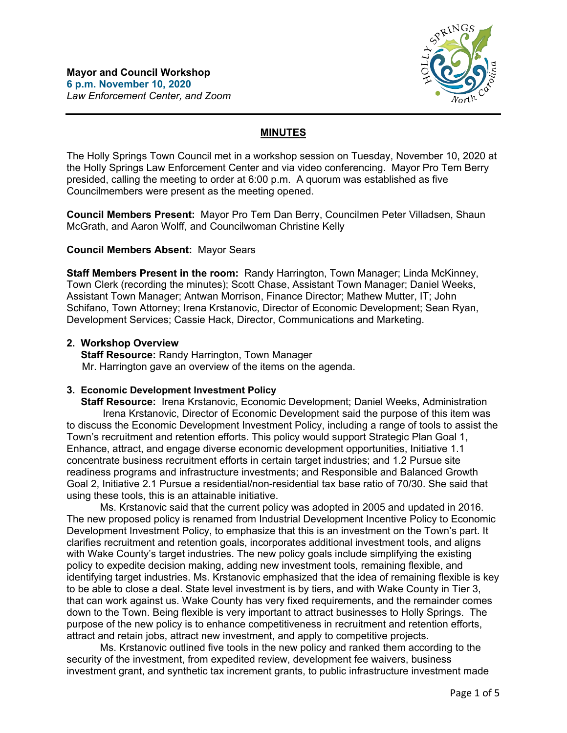**Mayor and Council Workshop**
**6 p.m. November 10, 2020**
*Law Enforcement Center, and Zoom*

## MINUTES

The Holly Springs Town Council met in a workshop session on Tuesday, November 10, 2020 at the Holly Springs Law Enforcement Center and via video conferencing. Mayor Pro Tem Berry presided, calling the meeting to order at 6:00 p.m. A quorum was established as five Councilmembers were present as the meeting opened.

**Council Members Present:** Mayor Pro Tem Dan Berry, Councilmen Peter Villadsen, Shaun McGrath, and Aaron Wolff, and Councilwoman Christine Kelly

**Council Members Absent:** Mayor Sears

**Staff Members Present in the room:** Randy Harrington, Town Manager; Linda McKinney, Town Clerk (recording the minutes); Scott Chase, Assistant Town Manager; Daniel Weeks, Assistant Town Manager; Antwan Morrison, Finance Director; Mathew Mutter, IT; John Schifano, Town Attorney; Irena Krstanovic, Director of Economic Development; Sean Ryan, Development Services; Cassie Hack, Director, Communications and Marketing.

**2. Workshop Overview**

**Staff Resource:** Randy Harrington, Town Manager
Mr. Harrington gave an overview of the items on the agenda.

**3. Economic Development Investment Policy**

**Staff Resource:** Irena Krstanovic, Economic Development; Daniel Weeks, Administration

Irena Krstanovic, Director of Economic Development said the purpose of this item was to discuss the Economic Development Investment Policy, including a range of tools to assist the Town's recruitment and retention efforts. This policy would support Strategic Plan Goal 1, Enhance, attract, and engage diverse economic development opportunities, Initiative 1.1 concentrate business recruitment efforts in certain target industries; and 1.2 Pursue site readiness programs and infrastructure investments; and Responsible and Balanced Growth Goal 2, Initiative 2.1 Pursue a residential/non-residential tax base ratio of 70/30. She said that using these tools, this is an attainable initiative.

Ms. Krstanovic said that the current policy was adopted in 2005 and updated in 2016. The new proposed policy is renamed from Industrial Development Incentive Policy to Economic Development Investment Policy, to emphasize that this is an investment on the Town's part. It clarifies recruitment and retention goals, incorporates additional investment tools, and aligns with Wake County's target industries. The new policy goals include simplifying the existing policy to expedite decision making, adding new investment tools, remaining flexible, and identifying target industries. Ms. Krstanovic emphasized that the idea of remaining flexible is key to be able to close a deal. State level investment is by tiers, and with Wake County in Tier 3, that can work against us. Wake County has very fixed requirements, and the remainder comes down to the Town. Being flexible is very important to attract businesses to Holly Springs. The purpose of the new policy is to enhance competitiveness in recruitment and retention efforts, attract and retain jobs, attract new investment, and apply to competitive projects.

Ms. Krstanovic outlined five tools in the new policy and ranked them according to the security of the investment, from expedited review, development fee waivers, business investment grant, and synthetic tax increment grants, to public infrastructure investment made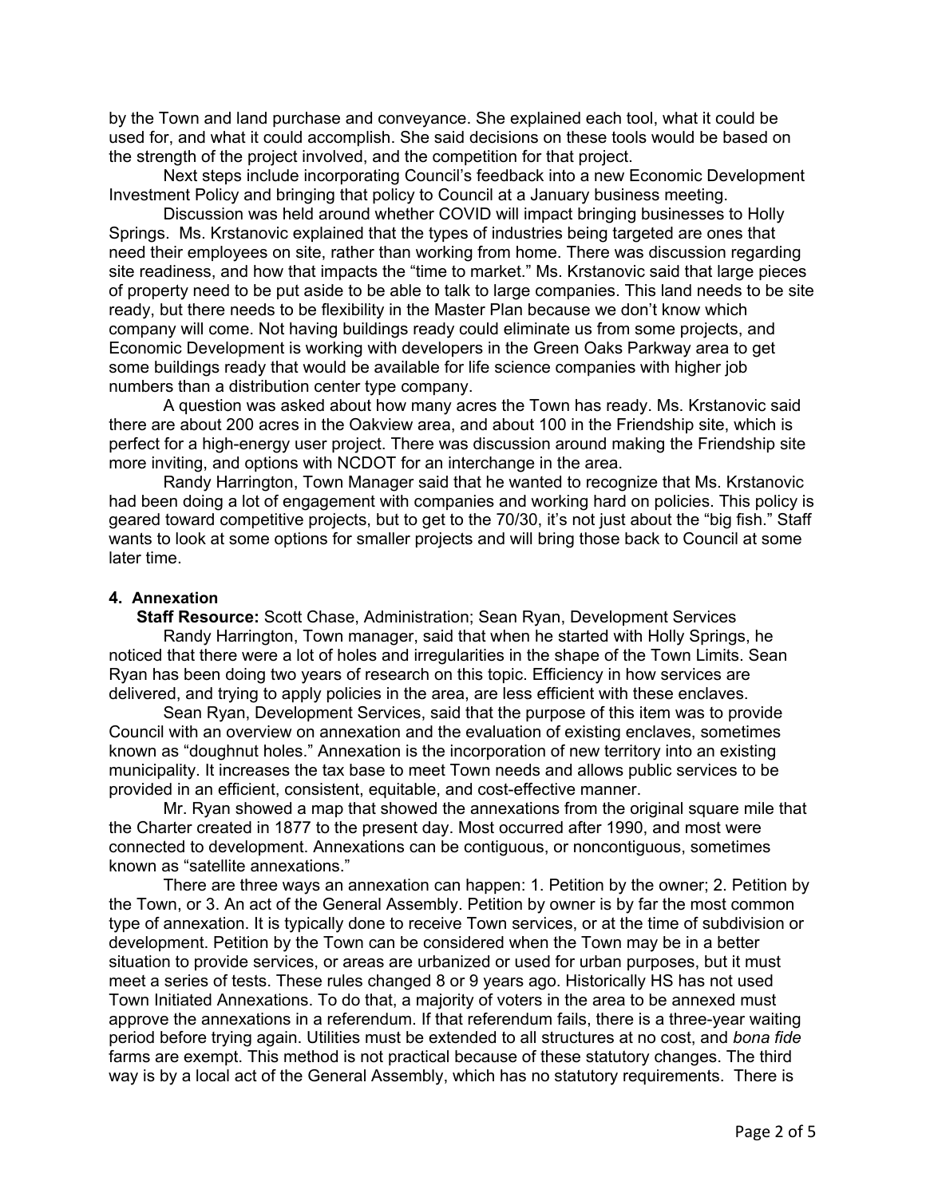by the Town and land purchase and conveyance. She explained each tool, what it could be used for, and what it could accomplish. She said decisions on these tools would be based on the strength of the project involved, and the competition for that project.

Next steps include incorporating Council's feedback into a new Economic Development Investment Policy and bringing that policy to Council at a January business meeting.

Discussion was held around whether COVID will impact bringing businesses to Holly Springs. Ms. Krstanovic explained that the types of industries being targeted are ones that need their employees on site, rather than working from home. There was discussion regarding site readiness, and how that impacts the "time to market." Ms. Krstanovic said that large pieces of property need to be put aside to be able to talk to large companies. This land needs to be site ready, but there needs to be flexibility in the Master Plan because we don't know which company will come. Not having buildings ready could eliminate us from some projects, and Economic Development is working with developers in the Green Oaks Parkway area to get some buildings ready that would be available for life science companies with higher job numbers than a distribution center type company.

A question was asked about how many acres the Town has ready. Ms. Krstanovic said there are about 200 acres in the Oakview area, and about 100 in the Friendship site, which is perfect for a high-energy user project. There was discussion around making the Friendship site more inviting, and options with NCDOT for an interchange in the area.

Randy Harrington, Town Manager said that he wanted to recognize that Ms. Krstanovic had been doing a lot of engagement with companies and working hard on policies. This policy is geared toward competitive projects, but to get to the 70/30, it's not just about the "big fish." Staff wants to look at some options for smaller projects and will bring those back to Council at some later time.

**4. Annexation**

**Staff Resource:** Scott Chase, Administration; Sean Ryan, Development Services

Randy Harrington, Town manager, said that when he started with Holly Springs, he noticed that there were a lot of holes and irregularities in the shape of the Town Limits. Sean Ryan has been doing two years of research on this topic. Efficiency in how services are delivered, and trying to apply policies in the area, are less efficient with these enclaves.

Sean Ryan, Development Services, said that the purpose of this item was to provide Council with an overview on annexation and the evaluation of existing enclaves, sometimes known as "doughnut holes." Annexation is the incorporation of new territory into an existing municipality. It increases the tax base to meet Town needs and allows public services to be provided in an efficient, consistent, equitable, and cost-effective manner.

Mr. Ryan showed a map that showed the annexations from the original square mile that the Charter created in 1877 to the present day. Most occurred after 1990, and most were connected to development. Annexations can be contiguous, or noncontiguous, sometimes known as "satellite annexations."

There are three ways an annexation can happen: 1. Petition by the owner; 2. Petition by the Town, or 3. An act of the General Assembly. Petition by owner is by far the most common type of annexation. It is typically done to receive Town services, or at the time of subdivision or development. Petition by the Town can be considered when the Town may be in a better situation to provide services, or areas are urbanized or used for urban purposes, but it must meet a series of tests. These rules changed 8 or 9 years ago. Historically HS has not used Town Initiated Annexations. To do that, a majority of voters in the area to be annexed must approve the annexations in a referendum. If that referendum fails, there is a three-year waiting period before trying again. Utilities must be extended to all structures at no cost, and *bona fide* farms are exempt. This method is not practical because of these statutory changes. The third way is by a local act of the General Assembly, which has no statutory requirements. There is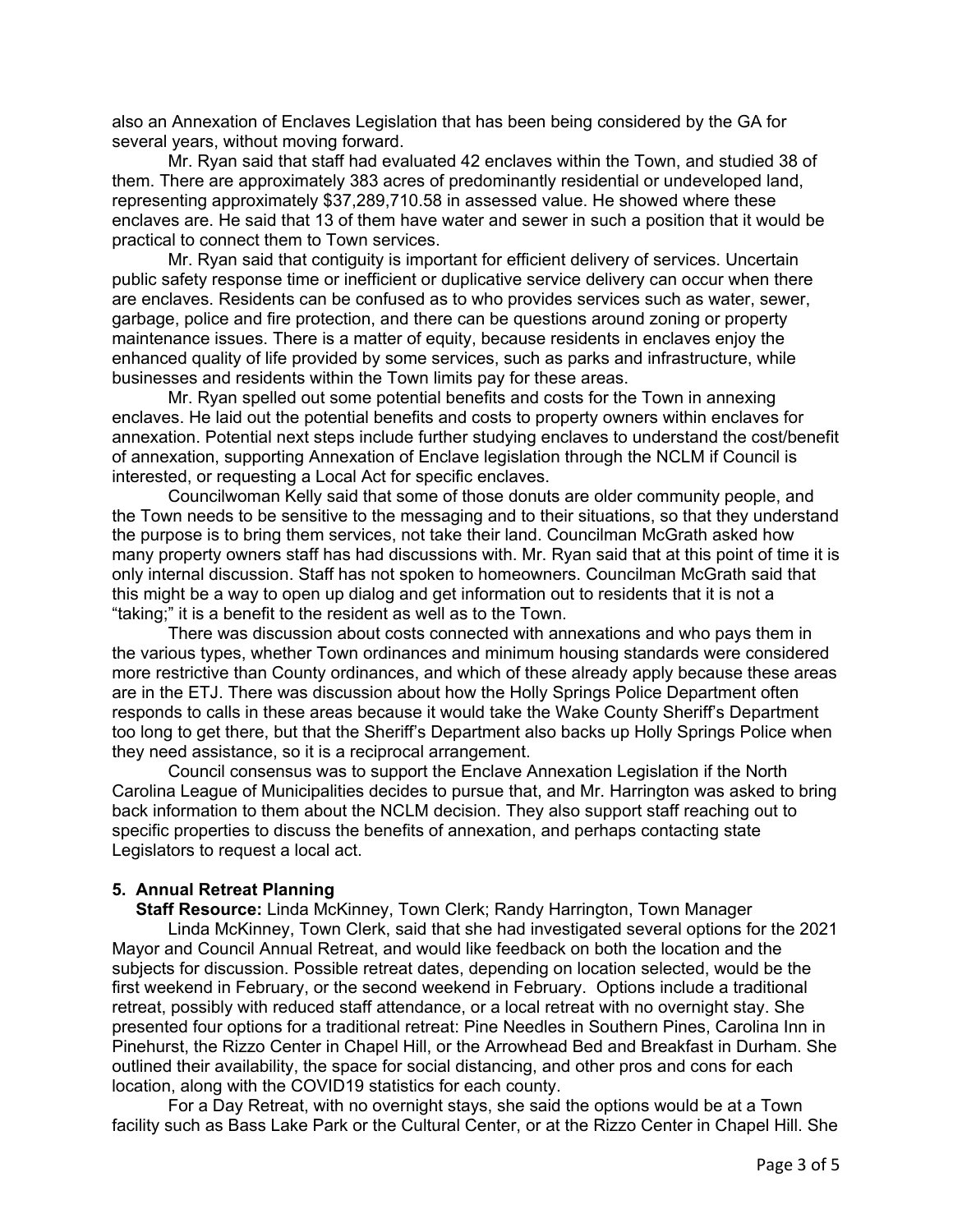also an Annexation of Enclaves Legislation that has been being considered by the GA for several years, without moving forward.

Mr. Ryan said that staff had evaluated 42 enclaves within the Town, and studied 38 of them. There are approximately 383 acres of predominantly residential or undeveloped land, representing approximately $37,289,710.58 in assessed value. He showed where these enclaves are. He said that 13 of them have water and sewer in such a position that it would be practical to connect them to Town services.

Mr. Ryan said that contiguity is important for efficient delivery of services. Uncertain public safety response time or inefficient or duplicative service delivery can occur when there are enclaves. Residents can be confused as to who provides services such as water, sewer, garbage, police and fire protection, and there can be questions around zoning or property maintenance issues. There is a matter of equity, because residents in enclaves enjoy the enhanced quality of life provided by some services, such as parks and infrastructure, while businesses and residents within the Town limits pay for these areas.

Mr. Ryan spelled out some potential benefits and costs for the Town in annexing enclaves. He laid out the potential benefits and costs to property owners within enclaves for annexation. Potential next steps include further studying enclaves to understand the cost/benefit of annexation, supporting Annexation of Enclave legislation through the NCLM if Council is interested, or requesting a Local Act for specific enclaves.

Councilwoman Kelly said that some of those donuts are older community people, and the Town needs to be sensitive to the messaging and to their situations, so that they understand the purpose is to bring them services, not take their land. Councilman McGrath asked how many property owners staff has had discussions with. Mr. Ryan said that at this point of time it is only internal discussion. Staff has not spoken to homeowners. Councilman McGrath said that this might be a way to open up dialog and get information out to residents that it is not a "taking;" it is a benefit to the resident as well as to the Town.

There was discussion about costs connected with annexations and who pays them in the various types, whether Town ordinances and minimum housing standards were considered more restrictive than County ordinances, and which of these already apply because these areas are in the ETJ. There was discussion about how the Holly Springs Police Department often responds to calls in these areas because it would take the Wake County Sheriff's Department too long to get there, but that the Sheriff's Department also backs up Holly Springs Police when they need assistance, so it is a reciprocal arrangement.

Council consensus was to support the Enclave Annexation Legislation if the North Carolina League of Municipalities decides to pursue that, and Mr. Harrington was asked to bring back information to them about the NCLM decision. They also support staff reaching out to specific properties to discuss the benefits of annexation, and perhaps contacting state Legislators to request a local act.

## 5. Annual Retreat Planning

**Staff Resource:** Linda McKinney, Town Clerk; Randy Harrington, Town Manager

Linda McKinney, Town Clerk, said that she had investigated several options for the 2021 Mayor and Council Annual Retreat, and would like feedback on both the location and the subjects for discussion. Possible retreat dates, depending on location selected, would be the first weekend in February, or the second weekend in February. Options include a traditional retreat, possibly with reduced staff attendance, or a local retreat with no overnight stay. She presented four options for a traditional retreat: Pine Needles in Southern Pines, Carolina Inn in Pinehurst, the Rizzo Center in Chapel Hill, or the Arrowhead Bed and Breakfast in Durham. She outlined their availability, the space for social distancing, and other pros and cons for each location, along with the COVID19 statistics for each county.

For a Day Retreat, with no overnight stays, she said the options would be at a Town facility such as Bass Lake Park or the Cultural Center, or at the Rizzo Center in Chapel Hill. She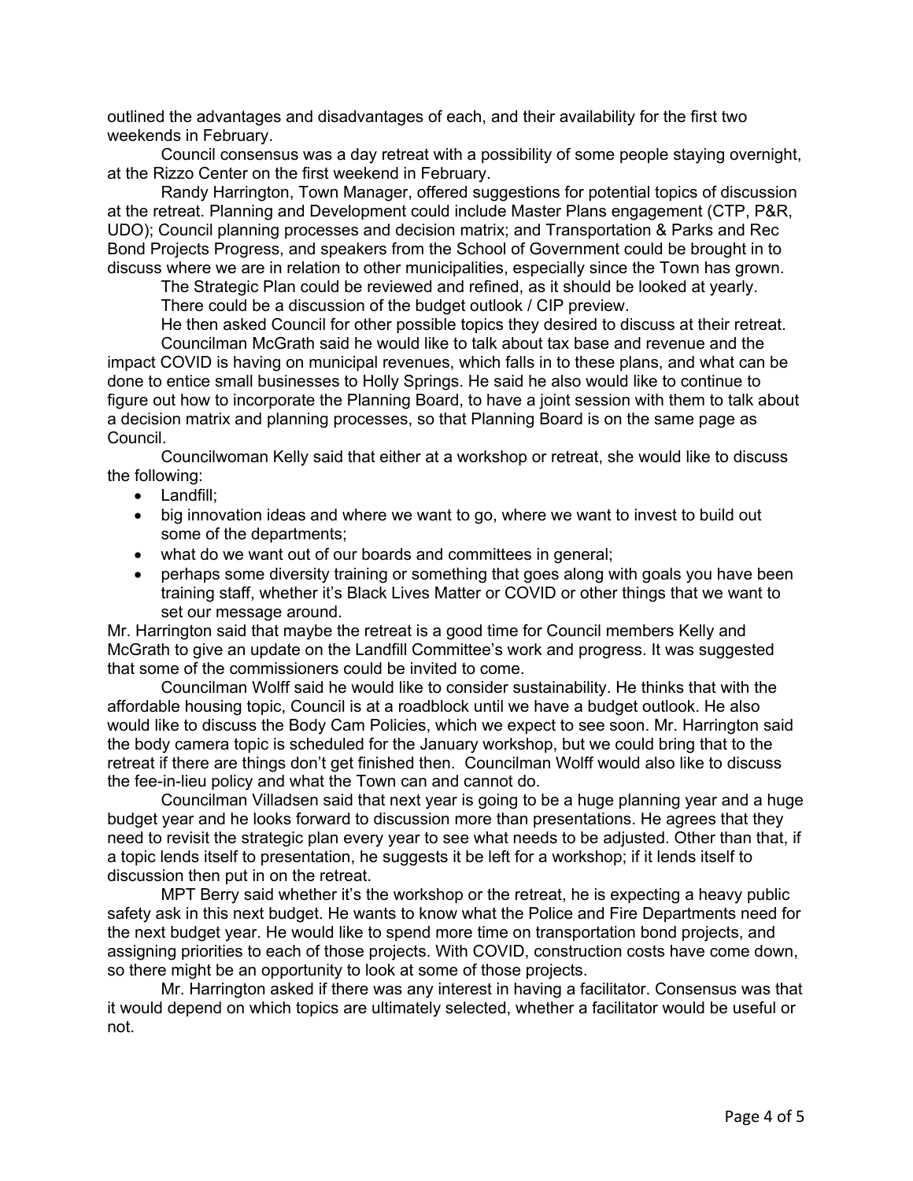outlined the advantages and disadvantages of each, and their availability for the first two weekends in February.

Council consensus was a day retreat with a possibility of some people staying overnight, at the Rizzo Center on the first weekend in February.

Randy Harrington, Town Manager, offered suggestions for potential topics of discussion at the retreat. Planning and Development could include Master Plans engagement (CTP, P&R, UDO); Council planning processes and decision matrix; and Transportation & Parks and Rec Bond Projects Progress, and speakers from the School of Government could be brought in to discuss where we are in relation to other municipalities, especially since the Town has grown.

The Strategic Plan could be reviewed and refined, as it should be looked at yearly.

There could be a discussion of the budget outlook / CIP preview.

He then asked Council for other possible topics they desired to discuss at their retreat.

Councilman McGrath said he would like to talk about tax base and revenue and the impact COVID is having on municipal revenues, which falls in to these plans, and what can be done to entice small businesses to Holly Springs. He said he also would like to continue to figure out how to incorporate the Planning Board, to have a joint session with them to talk about a decision matrix and planning processes, so that Planning Board is on the same page as Council.

Councilwoman Kelly said that either at a workshop or retreat, she would like to discuss the following:

- Landfill;
- big innovation ideas and where we want to go, where we want to invest to build out some of the departments;
- what do we want out of our boards and committees in general;
- perhaps some diversity training or something that goes along with goals you have been training staff, whether it's Black Lives Matter or COVID or other things that we want to set our message around.

Mr. Harrington said that maybe the retreat is a good time for Council members Kelly and McGrath to give an update on the Landfill Committee's work and progress. It was suggested that some of the commissioners could be invited to come.

Councilman Wolff said he would like to consider sustainability. He thinks that with the affordable housing topic, Council is at a roadblock until we have a budget outlook. He also would like to discuss the Body Cam Policies, which we expect to see soon. Mr. Harrington said the body camera topic is scheduled for the January workshop, but we could bring that to the retreat if there are things don't get finished then. Councilman Wolff would also like to discuss the fee-in-lieu policy and what the Town can and cannot do.

Councilman Villadsen said that next year is going to be a huge planning year and a huge budget year and he looks forward to discussion more than presentations. He agrees that they need to revisit the strategic plan every year to see what needs to be adjusted. Other than that, if a topic lends itself to presentation, he suggests it be left for a workshop; if it lends itself to discussion then put in on the retreat.

MPT Berry said whether it's the workshop or the retreat, he is expecting a heavy public safety ask in this next budget. He wants to know what the Police and Fire Departments need for the next budget year. He would like to spend more time on transportation bond projects, and assigning priorities to each of those projects. With COVID, construction costs have come down, so there might be an opportunity to look at some of those projects.

Mr. Harrington asked if there was any interest in having a facilitator. Consensus was that it would depend on which topics are ultimately selected, whether a facilitator would be useful or not.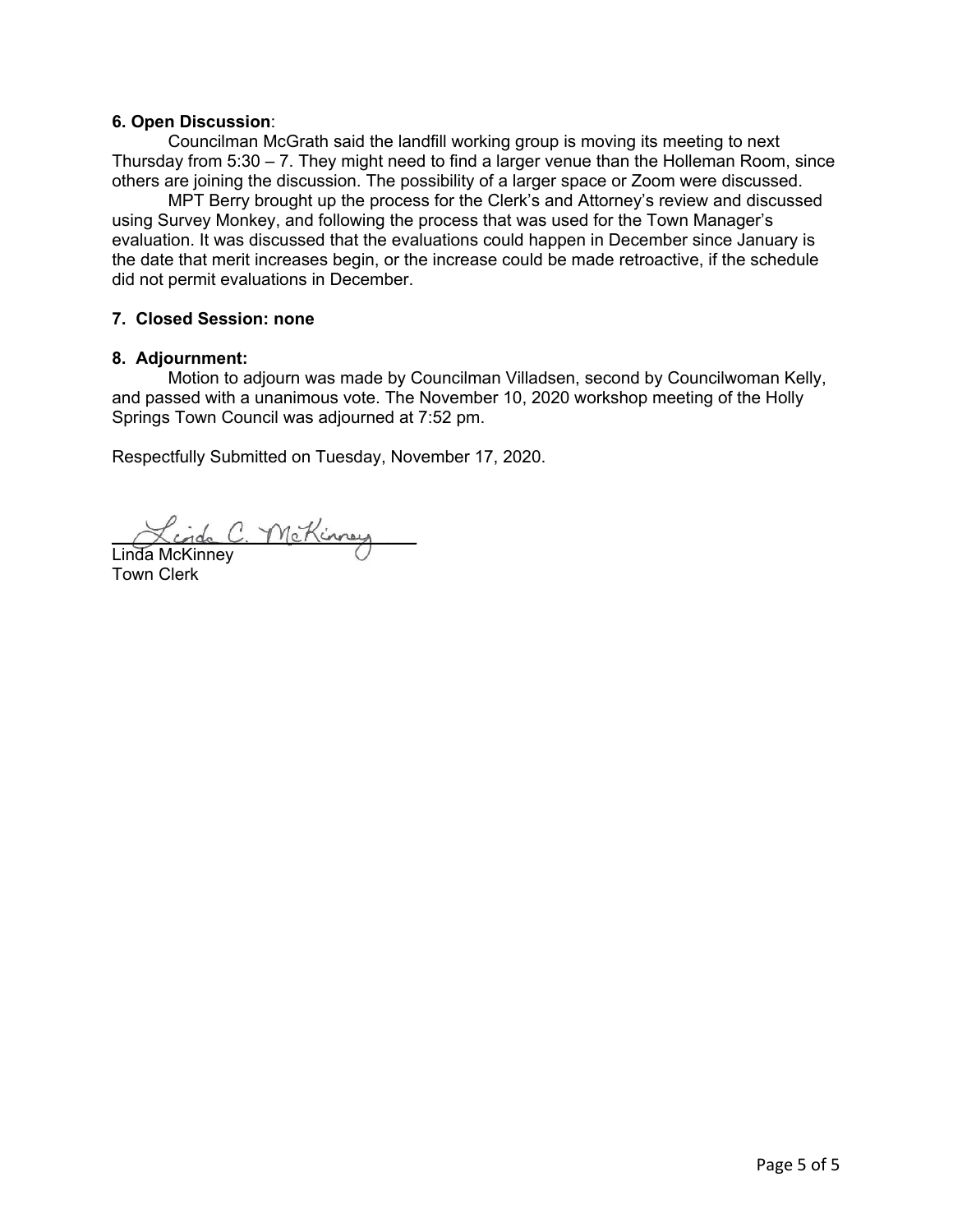**6. Open Discussion**:

Councilman McGrath said the landfill working group is moving its meeting to next Thursday from 5:30 – 7. They might need to find a larger venue than the Holleman Room, since others are joining the discussion. The possibility of a larger space or Zoom were discussed.

MPT Berry brought up the process for the Clerk's and Attorney's review and discussed using Survey Monkey, and following the process that was used for the Town Manager's evaluation. It was discussed that the evaluations could happen in December since January is the date that merit increases begin, or the increase could be made retroactive, if the schedule did not permit evaluations in December.

**7. Closed Session: none**

**8. Adjournment:**

Motion to adjourn was made by Councilman Villadsen, second by Councilwoman Kelly, and passed with a unanimous vote. The November 10, 2020 workshop meeting of the Holly Springs Town Council was adjourned at 7:52 pm.

Respectfully Submitted on Tuesday, November 17, 2020.

Linda C. McKinney

Linda McKinney
Town Clerk